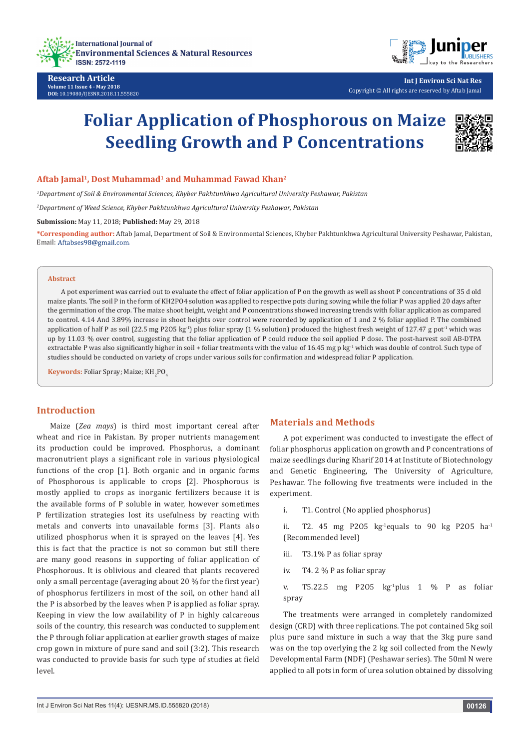Research Article

Volume 11 Issue 4 - May 2018

DOI: 10.19080/IJESNR.2018.11.555820

Copyright © All rights are reserved by Aftab Jamal

# Foliar Application of Phosphorous on Maize Seedling Growth and P Concentrations

**Aftab Jamal[1], Dost Muhammad[1] and Muhammad Fawad Khan[2]**

*[1]Department of Soil & Environmental Sciences, Khyber Pakhtunkhwa Agricultural University Peshawar, Pakistan*

*[2]Department of Weed Science, Khyber Pakhtunkhwa Agricultural University Peshawar, Pakistan*

**Submission:** May 11, 2018; **Published:** May 29, 2018

**\*Corresponding author:** Aftab Jamal, Department of Soil & Environmental Sciences, Khyber Pakhtunkhwa Agricultural University Peshawar, Pakistan, Email: Aftabses98@gmail.com

## Abstract

A pot experiment was carried out to evaluate the effect of foliar application of P on the growth as well as shoot P concentrations of 35 d old maize plants. The soil P in the form of KH2PO4 solution was applied to respective pots during sowing while the foliar P was applied 20 days after the germination of the crop. The maize shoot height, weight and P concentrations showed increasing trends with foliar application as compared to control. 4.14 And 3.89% increase in shoot heights over control were recorded by application of 1 and 2 % foliar applied P. The combined application of half P as soil (22.5 mg P2O5 kg$^{-1}$) plus foliar spray (1 % solution) produced the highest fresh weight of 127.47 g pot$^{-1}$ which was up by 11.03 % over control, suggesting that the foliar application of P could reduce the soil applied P dose. The post-harvest soil AB-DTPA extractable P was also significantly higher in soil + foliar treatments with the value of 16.45 mg p kg$^{-1}$ which was double of control. Such type of studies should be conducted on variety of crops under various soils for confirmation and widespread foliar P application.

**Keywords:** Foliar Spray; Maize; $KH_2PO_4$

## Introduction

Maize (*Zea mays*) is third most important cereal after wheat and rice in Pakistan. By proper nutrients management its production could be improved. Phosphorus, a dominant macronutrient plays a significant role in various physiological functions of the crop [1]. Both organic and in organic forms of Phosphorous is applicable to crops [2]. Phosphorous is mostly applied to crops as inorganic fertilizers because it is the available forms of P soluble in water, however sometimes P fertilization strategies lost its usefulness by reacting with metals and converts into unavailable forms [3]. Plants also utilized phosphorus when it is sprayed on the leaves [4]. Yes this is fact that the practice is not so common but still there are many good reasons in supporting of foliar application of Phosphorous. It is oblivious and cleared that plants recovered only a small percentage (averaging about 20 % for the first year) of phosphorus fertilizers in most of the soil, on other hand all the P is absorbed by the leaves when P is applied as foliar spray. Keeping in view the low availability of P in highly calcareous soils of the country, this research was conducted to supplement the P through foliar application at earlier growth stages of maize crop gown in mixture of pure sand and soil (3:2). This research was conducted to provide basis for such type of studies at field level.

## Materials and Methods

A pot experiment was conducted to investigate the effect of foliar phosphorus application on growth and P concentrations of maize seedlings during Kharif 2014 at Institute of Biotechnology and Genetic Engineering, The University of Agriculture, Peshawar. The following five treatments were included in the experiment.

i. T1. Control (No applied phosphorus)

ii. T2. 45 mg P2O5 kg$^{-1}$equals to 90 kg P2O5 ha$^{-1}$ (Recommended level)

iii. T3.1% P as foliar spray

iv. T4. 2 % P as foliar spray

v. T5.22.5 mg P2O5 kg$^{-1}$plus 1 % P as foliar spray

The treatments were arranged in completely randomized design (CRD) with three replications. The pot contained 5kg soil plus pure sand mixture in such a way that the 3kg pure sand was on the top overlying the 2 kg soil collected from the Newly Developmental Farm (NDF) (Peshawar series). The 50ml N were applied to all pots in form of urea solution obtained by dissolving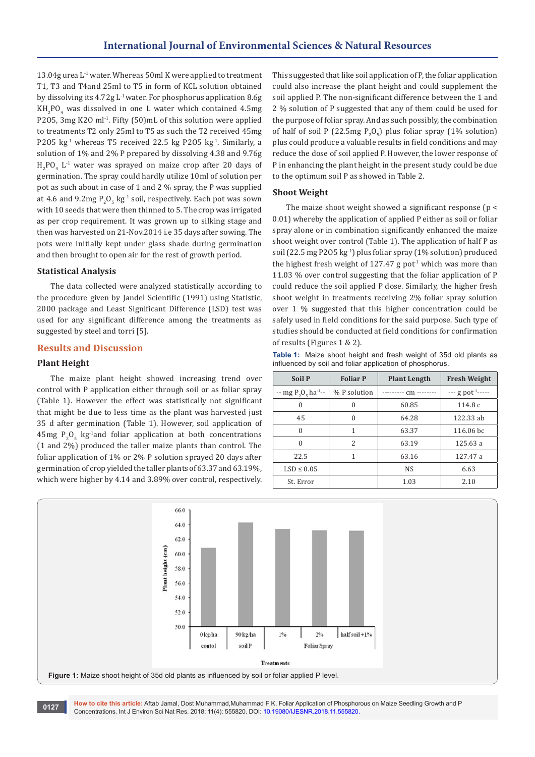13.04g urea $L^{-1}$ water. Whereas 50ml K were applied to treatment T1, T3 and T4and 25ml to T5 in form of KCL solution obtained by dissolving its 4.72g $L^{-1}$ water. For phosphorus application 8.6g $KH_2PO_4$ was dissolved in one L water which contained 4.5mg P2O5, 3mg K2O $ml^{-1}$. Fifty (50)mL of this solution were applied to treatments T2 only 25ml to T5 as such the T2 received 45mg P2O5 $kg^{-1}$ whereas T5 received 22.5 kg P2O5 $kg^{-1}$. Similarly, a solution of 1% and 2% P prepared by dissolving 4.38 and 9.76g $H_2PO_4$ $L^{-1}$ water was sprayed on maize crop after 20 days of germination. The spray could hardly utilize 10ml of solution per pot as such about in case of 1 and 2 % spray, the P was supplied at 4.6 and 9.2mg $P_2O_5$ $kg^{-1}$ soil, respectively. Each pot was sown with 10 seeds that were then thinned to 5. The crop was irrigated as per crop requirement. It was grown up to silking stage and then was harvested on 21-Nov.2014 i.e 35 days after sowing. The pots were initially kept under glass shade during germination and then brought to open air for the rest of growth period.

### Statistical Analysis

The data collected were analyzed statistically according to the procedure given by Jandel Scientific (1991) using Statistic, 2000 package and Least Significant Difference (LSD) test was used for any significant difference among the treatments as suggested by steel and torri [5].

## Results and Discussion

### Plant Height

The maize plant height showed increasing trend over control with P application either through soil or as foliar spray (Table 1). However the effect was statistically not significant that might be due to less time as the plant was harvested just 35 d after germination (Table 1). However, soil application of 45mg $P_2O_5$ $kg^{-1}$and foliar application at both concentrations (1 and 2%) produced the taller maize plants than control. The foliar application of 1% or 2% P solution sprayed 20 days after germination of crop yielded the taller plants of 63.37 and 63.19%, which were higher by 4.14 and 3.89% over control, respectively. This suggested that like soil application of P, the foliar application could also increase the plant height and could supplement the soil applied P. The non-significant difference between the 1 and 2 % solution of P suggested that any of them could be used for the purpose of foliar spray. And as such possibly, the combination of half of soil P (22.5mg $P_2O_5$) plus foliar spray (1% solution) plus could produce a valuable results in field conditions and may reduce the dose of soil applied P. However, the lower response of P in enhancing the plant height in the present study could be due to the optimum soil P as showed in Table 2.

### Shoot Weight

The maize shoot weight showed a significant response ($p < 0.01$) whereby the application of applied P either as soil or foliar spray alone or in combination significantly enhanced the maize shoot weight over control (Table 1). The application of half P as soil (22.5 mg P2O5 $kg^{-1}$) plus foliar spray (1% solution) produced the highest fresh weight of 127.47 g $pot^{-1}$ which was more than 11.03 % over control suggesting that the foliar application of P could reduce the soil applied P dose. Similarly, the higher fresh shoot weight in treatments receiving 2% foliar spray solution over 1 % suggested that this higher concentration could be safely used in field conditions for the said purpose. Such type of studies should be conducted at field conditions for confirmation of results (Figures 1 & 2).

**Table 1:** Maize shoot height and fresh weight of 35d old plants as influenced by soil and foliar application of phosphorus.

| Soil P | Foliar P | Plant Length | Fresh Weight |
|---|---|---|---|
| -- mg $P_2O_5$ $ha^{-1}$-- | % P solution | --------- cm -------- | --- g $pot^{-1}$----- |
| 0 | 0 | 60.85 | 114.8 c |
| 45 | 0 | 64.28 | 122.33 ab |
| 0 | 1 | 63.37 | 116.06 bc |
| 0 | 2 | 63.19 | 125.63 a |
| 22.5 | 1 | 63.16 | 127.47 a |
| LSD ≤ 0.05 | | NS | 6.63 |
| St. Error | | 1.03 | 2.10 |

Figure 1: Maize shoot height of 35d old plants as influenced by soil or foliar applied P level.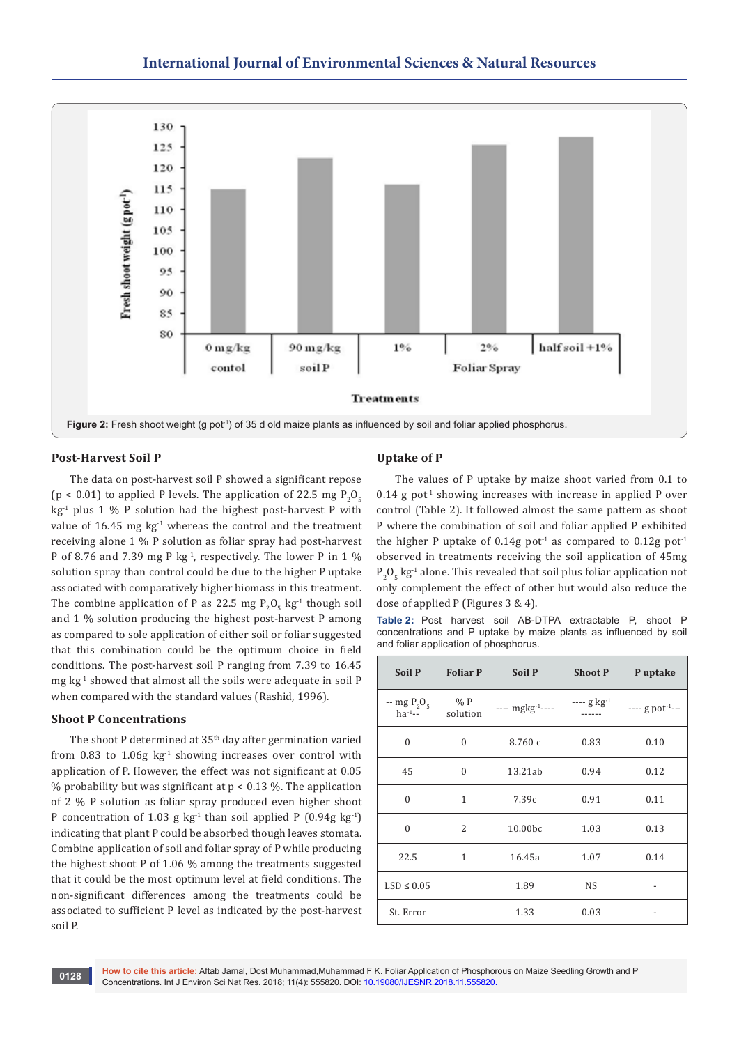Figure 2: Fresh shoot weight (g pot$^{-1}$) of 35 d old maize plants as influenced by soil and foliar applied phosphorus.

## Post-Harvest Soil P

The data on post-harvest soil P showed a significant repose ($p < 0.01$) to applied P levels. The application of 22.5 mg $P_2O_5$ kg$^{-1}$ plus 1 % P solution had the highest post-harvest P with value of 16.45 mg kg$^{-1}$ whereas the control and the treatment receiving alone 1 % P solution as foliar spray had post-harvest P of 8.76 and 7.39 mg P kg$^{-1}$, respectively. The lower P in 1 % solution spray than control could be due to the higher P uptake associated with comparatively higher biomass in this treatment. The combine application of P as 22.5 mg $P_2O_5$ kg$^{-1}$ though soil and 1 % solution producing the highest post-harvest P among as compared to sole application of either soil or foliar suggested that this combination could be the optimum choice in field conditions. The post-harvest soil P ranging from 7.39 to 16.45 mg kg$^{-1}$ showed that almost all the soils were adequate in soil P when compared with the standard values (Rashid, 1996).

## Shoot P Concentrations

The shoot P determined at 35th day after germination varied from 0.83 to 1.06g kg$^{-1}$ showing increases over control with application of P. However, the effect was not significant at 0.05 % probability but was significant at $p < 0.13$ %. The application of 2 % P solution as foliar spray produced even higher shoot P concentration of 1.03 g kg$^{-1}$ than soil applied P (0.94g kg$^{-1}$) indicating that plant P could be absorbed though leaves stomata. Combine application of soil and foliar spray of P while producing the highest shoot P of 1.06 % among the treatments suggested that it could be the most optimum level at field conditions. The non-significant differences among the treatments could be associated to sufficient P level as indicated by the post-harvest soil P.

## Uptake of P

The values of P uptake by maize shoot varied from 0.1 to 0.14 g pot$^{-1}$ showing increases with increase in applied P over control (Table 2). It followed almost the same pattern as shoot P where the combination of soil and foliar applied P exhibited the higher P uptake of 0.14g pot$^{-1}$ as compared to 0.12g pot$^{-1}$ observed in treatments receiving the soil application of 45mg $P_2O_5$ kg$^{-1}$ alone. This revealed that soil plus foliar application not only complement the effect of other but would also reduce the dose of applied P (Figures 3 & 4).

**Table 2:** Post harvest soil AB-DTPA extractable P, shoot P concentrations and P uptake by maize plants as influenced by soil and foliar application of phosphorus.

| Soil P | Foliar P | Soil P | Shoot P | P uptake |
|---|---|---|---|---|
| -- mg $P_2O_5$ ha$^{-1}$-- | % P solution | ---- mgkg$^{-1}$---- | ---- g kg$^{-1}$ ------ | ---- g pot$^{-1}$--- |
| 0 | 0 | 8.760 c | 0.83 | 0.10 |
| 45 | 0 | 13.21ab | 0.94 | 0.12 |
| 0 | 1 | 7.39c | 0.91 | 0.11 |
| 0 | 2 | 10.00bc | 1.03 | 0.13 |
| 22.5 | 1 | 16.45a | 1.07 | 0.14 |
| LSD ≤ 0.05 | | 1.89 | NS | - |
| St. Error | | 1.33 | 0.03 | - |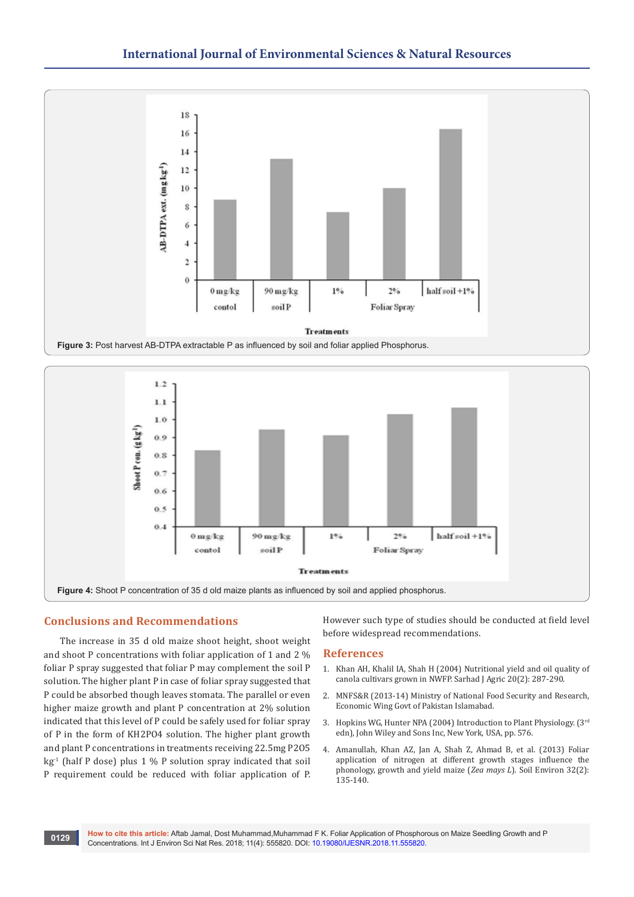Figure 3: Post harvest AB-DTPA extractable P as influenced by soil and foliar applied Phosphorus.

Figure 4: Shoot P concentration of 35 d old maize plants as influenced by soil and applied phosphorus.

## Conclusions and Recommendations

The increase in 35 d old maize shoot height, shoot weight and shoot P concentrations with foliar application of 1 and 2 % foliar P spray suggested that foliar P may complement the soil P solution. The higher plant P in case of foliar spray suggested that P could be absorbed though leaves stomata. The parallel or even higher maize growth and plant P concentration at 2% solution indicated that this level of P could be safely used for foliar spray of P in the form of $KH_2PO_4$ solution. The higher plant growth and plant P concentrations in treatments receiving 22.5mg $P_2O_5$ $kg^{-1}$ (half P dose) plus 1 % P solution spray indicated that soil P requirement could be reduced with foliar application of P. However such type of studies should be conducted at field level before widespread recommendations.

## References

1. Khan AH, Khalil IA, Shah H (2004) Nutritional yield and oil quality of canola cultivars grown in NWFP. Sarhad J Agric 20(2): 287-290.
2. MNFS&R (2013-14) Ministry of National Food Security and Research, Economic Wing Govt of Pakistan Islamabad.
3. Hopkins WG, Hunter NPA (2004) Introduction to Plant Physiology. (3rd edn), John Wiley and Sons Inc, New York, USA, pp. 576.
4. Amanullah, Khan AZ, Jan A, Shah Z, Ahmad B, et al. (2013) Foliar application of nitrogen at different growth stages influence the phonology, growth and yield maize (*Zea mays L*). Soil Environ 32(2): 135-140.

**How to cite this article:** Aftab Jamal, Dost Muhammad,Muhammad F K. Foliar Application of Phosphorous on Maize Seedling Growth and P Concentrations. Int J Environ Sci Nat Res. 2018; 11(4): 555820. DOI: 10.19080/IJESNR.2018.11.555820.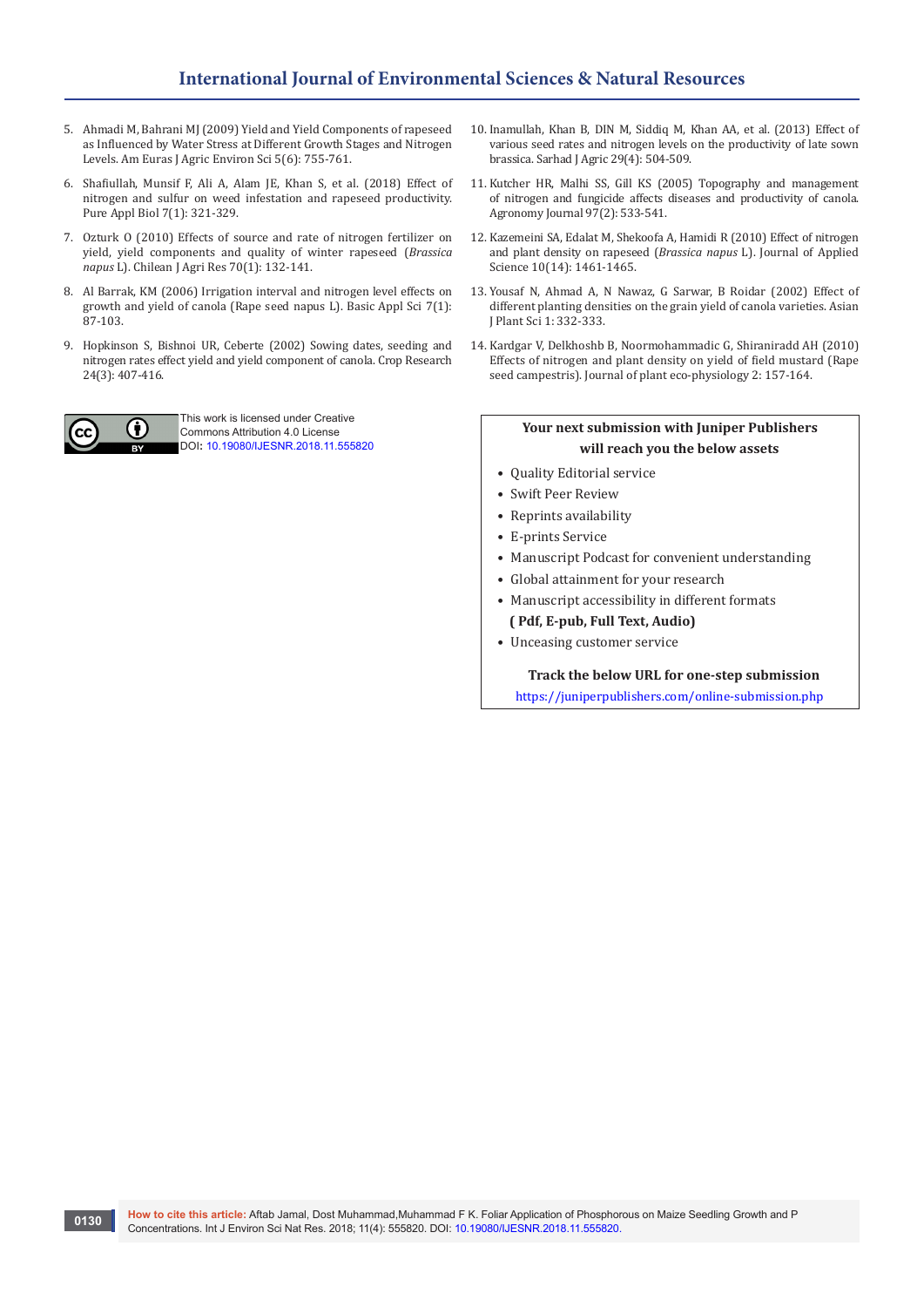5. Ahmadi M, Bahrani MJ (2009) Yield and Yield Components of rapeseed as Influenced by Water Stress at Different Growth Stages and Nitrogen Levels. Am Euras J Agric Environ Sci 5(6): 755-761.
6. Shafiullah, Munsif F, Ali A, Alam JE, Khan S, et al. (2018) Effect of nitrogen and sulfur on weed infestation and rapeseed productivity. Pure Appl Biol 7(1): 321-329.
7. Ozturk O (2010) Effects of source and rate of nitrogen fertilizer on yield, yield components and quality of winter rapeseed (*Brassica napus* L). Chilean J Agri Res 70(1): 132-141.
8. Al Barrak, KM (2006) Irrigation interval and nitrogen level effects on growth and yield of canola (Rape seed napus L). Basic Appl Sci 7(1): 87-103.
9. Hopkinson S, Bishnoi UR, Ceberte (2002) Sowing dates, seeding and nitrogen rates effect yield and yield component of canola. Crop Research 24(3): 407-416.
10. Inamullah, Khan B, DIN M, Siddiq M, Khan AA, et al. (2013) Effect of various seed rates and nitrogen levels on the productivity of late sown brassica. Sarhad J Agric 29(4): 504-509.
11. Kutcher HR, Malhi SS, Gill KS (2005) Topography and management of nitrogen and fungicide affects diseases and productivity of canola. Agronomy Journal 97(2): 533-541.
12. Kazemeini SA, Edalat M, Shekoofa A, Hamidi R (2010) Effect of nitrogen and plant density on rapeseed (*Brassica napus* L). Journal of Applied Science 10(14): 1461-1465.
13. Yousaf N, Ahmad A, N Nawaz, G Sarwar, B Roidar (2002) Effect of different planting densities on the grain yield of canola varieties. Asian J Plant Sci 1: 332-333.
14. Kardgar V, Delkhoshb B, Noormohammadic G, Shiraniradd AH (2010) Effects of nitrogen and plant density on yield of field mustard (Rape seed campestris). Journal of plant eco-physiology 2: 157-164.

This work is licensed under Creative Commons Attribution 4.0 License
DOI: 10.19080/IJESNR.2018.11.555820

**Your next submission with Juniper Publishers will reach you the below assets**

- Quality Editorial service
- Swift Peer Review
- Reprints availability
- E-prints Service
- Manuscript Podcast for convenient understanding
- Global attainment for your research
- Manuscript accessibility in different formats
  **( Pdf, E-pub, Full Text, Audio)**
- Unceasing customer service

**Track the below URL for one-step submission**
https://juniperpublishers.com/online-submission.php

**How to cite this article:** Aftab Jamal, Dost Muhammad,Muhammad F K. Foliar Application of Phosphorous on Maize Seedling Growth and P Concentrations. Int J Environ Sci Nat Res. 2018; 11(4): 555820. DOI: 10.19080/IJESNR.2018.11.555820.